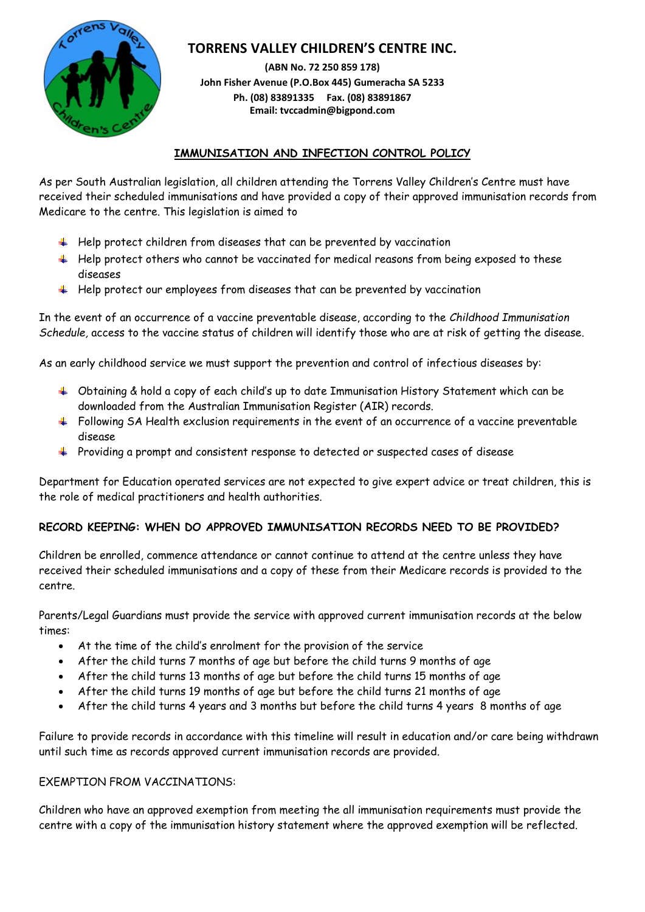# TORRENS VALLEY CHILDREN'S CENTRE INC.

**(ABN No. 72 250 859 178)**
**John Fisher Avenue (P.O.Box 445) Gumeracha SA 5233**
**Ph. (08) 83891335 Fax. (08) 83891867**
**Email: tvccadmin@bigpond.com**

## IMMUNISATION AND INFECTION CONTROL POLICY

As per South Australian legislation, all children attending the Torrens Valley Children's Centre must have received their scheduled immunisations and have provided a copy of their approved immunisation records from Medicare to the centre. This legislation is aimed to

- Help protect children from diseases that can be prevented by vaccination
- Help protect others who cannot be vaccinated for medical reasons from being exposed to these diseases
- Help protect our employees from diseases that can be prevented by vaccination

In the event of an occurrence of a vaccine preventable disease, according to the *Childhood Immunisation Schedule*, access to the vaccine status of children will identify those who are at risk of getting the disease.

As an early childhood service we must support the prevention and control of infectious diseases by:

- Obtaining & hold a copy of each child's up to date Immunisation History Statement which can be downloaded from the Australian Immunisation Register (AIR) records.
- Following SA Health exclusion requirements in the event of an occurrence of a vaccine preventable disease
- Providing a prompt and consistent response to detected or suspected cases of disease

Department for Education operated services are not expected to give expert advice or treat children, this is the role of medical practitioners and health authorities.

### RECORD KEEPING: WHEN DO APPROVED IMMUNISATION RECORDS NEED TO BE PROVIDED?

Children be enrolled, commence attendance or cannot continue to attend at the centre unless they have received their scheduled immunisations and a copy of these from their Medicare records is provided to the centre.

Parents/Legal Guardians must provide the service with approved current immunisation records at the below times:

- At the time of the child's enrolment for the provision of the service
- After the child turns 7 months of age but before the child turns 9 months of age
- After the child turns 13 months of age but before the child turns 15 months of age
- After the child turns 19 months of age but before the child turns 21 months of age
- After the child turns 4 years and 3 months but before the child turns 4 years 8 months of age

Failure to provide records in accordance with this timeline will result in education and/or care being withdrawn until such time as records approved current immunisation records are provided.

EXEMPTION FROM VACCINATIONS:

Children who have an approved exemption from meeting the all immunisation requirements must provide the centre with a copy of the immunisation history statement where the approved exemption will be reflected.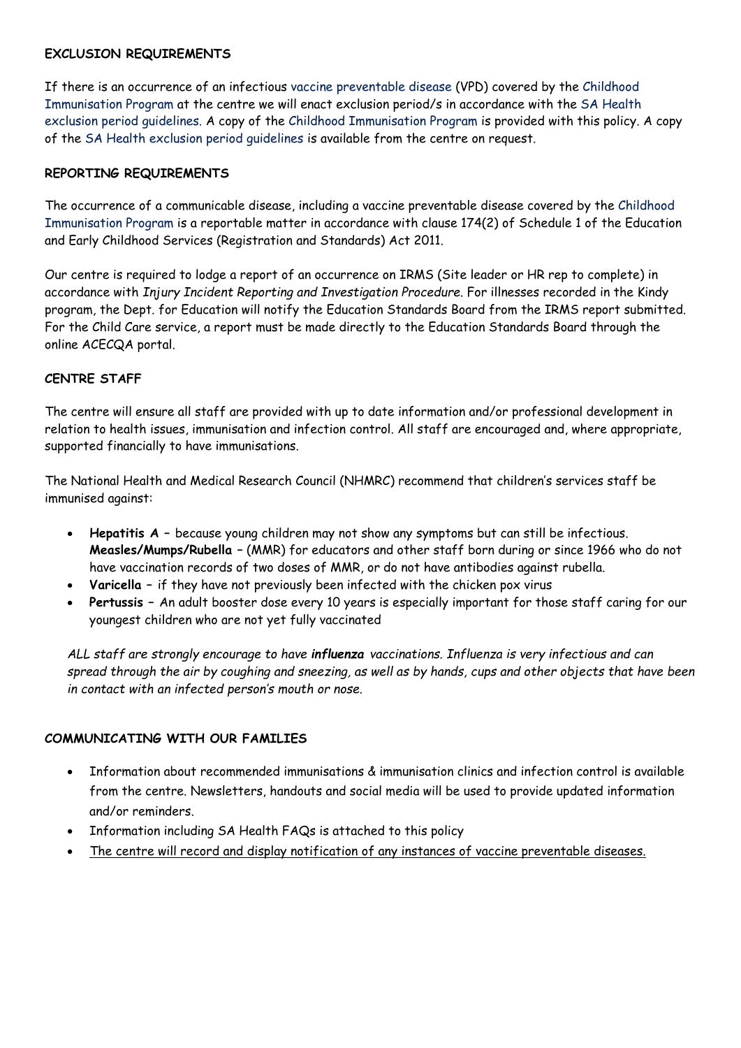**EXCLUSION REQUIREMENTS**

If there is an occurrence of an infectious vaccine preventable disease (VPD) covered by the Childhood Immunisation Program at the centre we will enact exclusion period/s in accordance with the SA Health exclusion period guidelines. A copy of the Childhood Immunisation Program is provided with this policy. A copy of the SA Health exclusion period guidelines is available from the centre on request.

**REPORTING REQUIREMENTS**

The occurrence of a communicable disease, including a vaccine preventable disease covered by the Childhood Immunisation Program is a reportable matter in accordance with clause 174(2) of Schedule 1 of the Education and Early Childhood Services (Registration and Standards) Act 2011.

Our centre is required to lodge a report of an occurrence on IRMS (Site leader or HR rep to complete) in accordance with *Injury Incident Reporting and Investigation Procedure*. For illnesses recorded in the Kindy program, the Dept. for Education will notify the Education Standards Board from the IRMS report submitted. For the Child Care service, a report must be made directly to the Education Standards Board through the online ACECQA portal.

**CENTRE STAFF**

The centre will ensure all staff are provided with up to date information and/or professional development in relation to health issues, immunisation and infection control. All staff are encouraged and, where appropriate, supported financially to have immunisations.

The National Health and Medical Research Council (NHMRC) recommend that children's services staff be immunised against:

- **Hepatitis A** – because young children may not show any symptoms but can still be infectious. **Measles/Mumps/Rubella** – (MMR) for educators and other staff born during or since 1966 who do not have vaccination records of two doses of MMR, or do not have antibodies against rubella.
- **Varicella** – if they have not previously been infected with the chicken pox virus
- **Pertussis** – An adult booster dose every 10 years is especially important for those staff caring for our youngest children who are not yet fully vaccinated

*ALL staff are strongly encourage to have **influenza** vaccinations. Influenza is very infectious and can spread through the air by coughing and sneezing, as well as by hands, cups and other objects that have been in contact with an infected person's mouth or nose.*

**COMMUNICATING WITH OUR FAMILIES**

- Information about recommended immunisations & immunisation clinics and infection control is available from the centre. Newsletters, handouts and social media will be used to provide updated information and/or reminders.
- Information including SA Health FAQs is attached to this policy
- <u>The centre will record and display notification of any instances of vaccine preventable diseases.</u>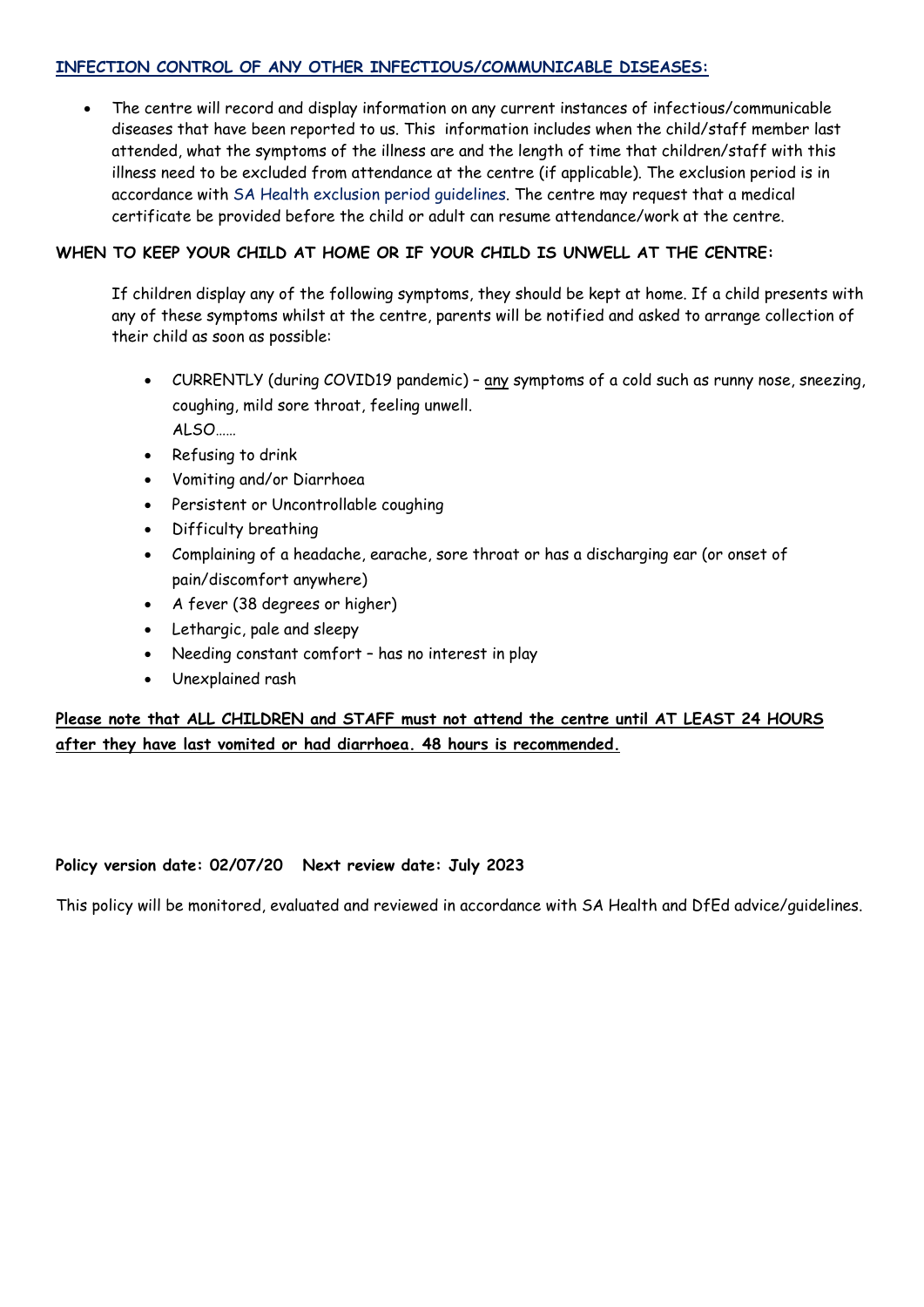## INFECTION CONTROL OF ANY OTHER INFECTIOUS/COMMUNICABLE DISEASES:

- The centre will record and display information on any current instances of infectious/communicable diseases that have been reported to us. This information includes when the child/staff member last attended, what the symptoms of the illness are and the length of time that children/staff with this illness need to be excluded from attendance at the centre (if applicable). The exclusion period is in accordance with SA Health exclusion period guidelines. The centre may request that a medical certificate be provided before the child or adult can resume attendance/work at the centre.

### WHEN TO KEEP YOUR CHILD AT HOME OR IF YOUR CHILD IS UNWELL AT THE CENTRE:

If children display any of the following symptoms, they should be kept at home. If a child presents with any of these symptoms whilst at the centre, parents will be notified and asked to arrange collection of their child as soon as possible:

- CURRENTLY (during COVID19 pandemic) – any symptoms of a cold such as runny nose, sneezing, coughing, mild sore throat, feeling unwell.
  ALSO……
- Refusing to drink
- Vomiting and/or Diarrhoea
- Persistent or Uncontrollable coughing
- Difficulty breathing
- Complaining of a headache, earache, sore throat or has a discharging ear (or onset of pain/discomfort anywhere)
- A fever (38 degrees or higher)
- Lethargic, pale and sleepy
- Needing constant comfort – has no interest in play
- Unexplained rash

**Please note that ALL CHILDREN and STAFF must not attend the centre until AT LEAST 24 HOURS after they have last vomited or had diarrhoea. 48 hours is recommended.**

**Policy version date: 02/07/20   Next review date: July 2023**

This policy will be monitored, evaluated and reviewed in accordance with SA Health and DfEd advice/guidelines.